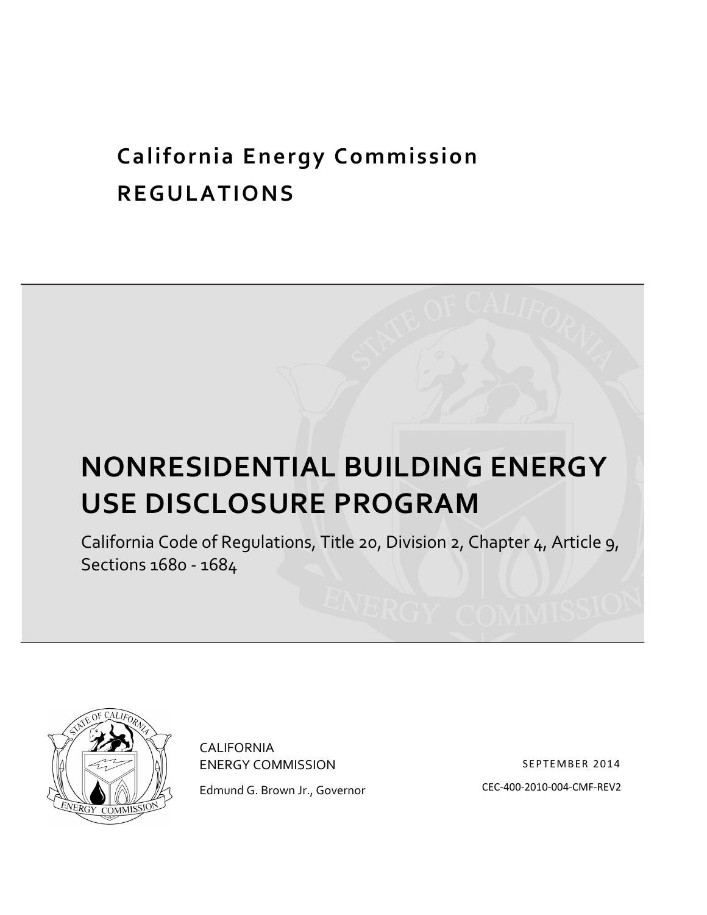**California Energy Commission**

**REGULATIONS**

# NONRESIDENTIAL BUILDING ENERGY USE DISCLOSURE PROGRAM

California Code of Regulations, Title 20, Division 2, Chapter 4, Article 9, Sections 1680 - 1684

CALIFORNIA ENERGY COMMISSION

Edmund G. Brown Jr., Governor

SEPTEMBER 2014

CEC-400-2010-004-CMF-REV2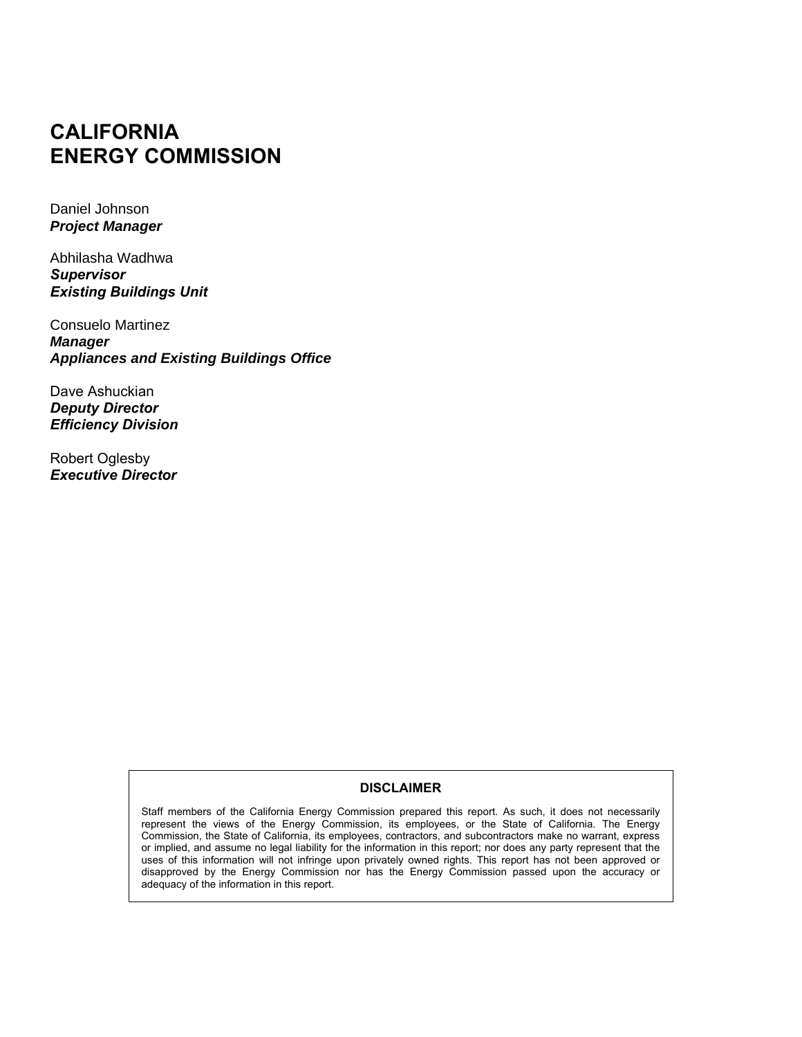# CALIFORNIA ENERGY COMMISSION

Daniel Johnson
***Project Manager***

Abhilasha Wadhwa
***Supervisor***
***Existing Buildings Unit***

Consuelo Martinez
***Manager***
***Appliances and Existing Buildings Office***

Dave Ashuckian
***Deputy Director***
***Efficiency Division***

Robert Oglesby
***Executive Director***

**DISCLAIMER**

Staff members of the California Energy Commission prepared this report. As such, it does not necessarily represent the views of the Energy Commission, its employees, or the State of California. The Energy Commission, the State of California, its employees, contractors, and subcontractors make no warrant, express or implied, and assume no legal liability for the information in this report; nor does any party represent that the uses of this information will not infringe upon privately owned rights. This report has not been approved or disapproved by the Energy Commission nor has the Energy Commission passed upon the accuracy or adequacy of the information in this report.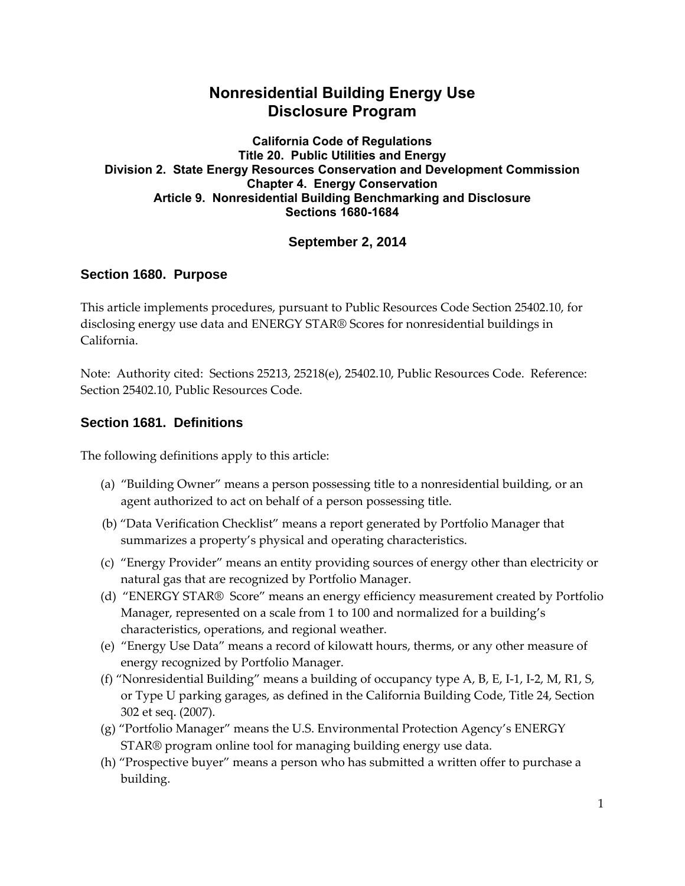# Nonresidential Building Energy Use Disclosure Program

**California Code of Regulations**
**Title 20. Public Utilities and Energy**
**Division 2. State Energy Resources Conservation and Development Commission**
**Chapter 4. Energy Conservation**
**Article 9. Nonresidential Building Benchmarking and Disclosure**
**Sections 1680-1684**

**September 2, 2014**

## Section 1680. Purpose

This article implements procedures, pursuant to Public Resources Code Section 25402.10, for disclosing energy use data and ENERGY STAR® Scores for nonresidential buildings in California.

Note: Authority cited: Sections 25213, 25218(e), 25402.10, Public Resources Code. Reference: Section 25402.10, Public Resources Code.

## Section 1681. Definitions

The following definitions apply to this article:

(a) "Building Owner" means a person possessing title to a nonresidential building, or an agent authorized to act on behalf of a person possessing title.

(b) "Data Verification Checklist" means a report generated by Portfolio Manager that summarizes a property's physical and operating characteristics.

(c) "Energy Provider" means an entity providing sources of energy other than electricity or natural gas that are recognized by Portfolio Manager.

(d) "ENERGY STAR® Score" means an energy efficiency measurement created by Portfolio Manager, represented on a scale from 1 to 100 and normalized for a building's characteristics, operations, and regional weather.

(e) "Energy Use Data" means a record of kilowatt hours, therms, or any other measure of energy recognized by Portfolio Manager.

(f) "Nonresidential Building" means a building of occupancy type A, B, E, I-1, I-2, M, R1, S, or Type U parking garages, as defined in the California Building Code, Title 24, Section 302 et seq. (2007).

(g) "Portfolio Manager" means the U.S. Environmental Protection Agency's ENERGY STAR® program online tool for managing building energy use data.

(h) "Prospective buyer" means a person who has submitted a written offer to purchase a building.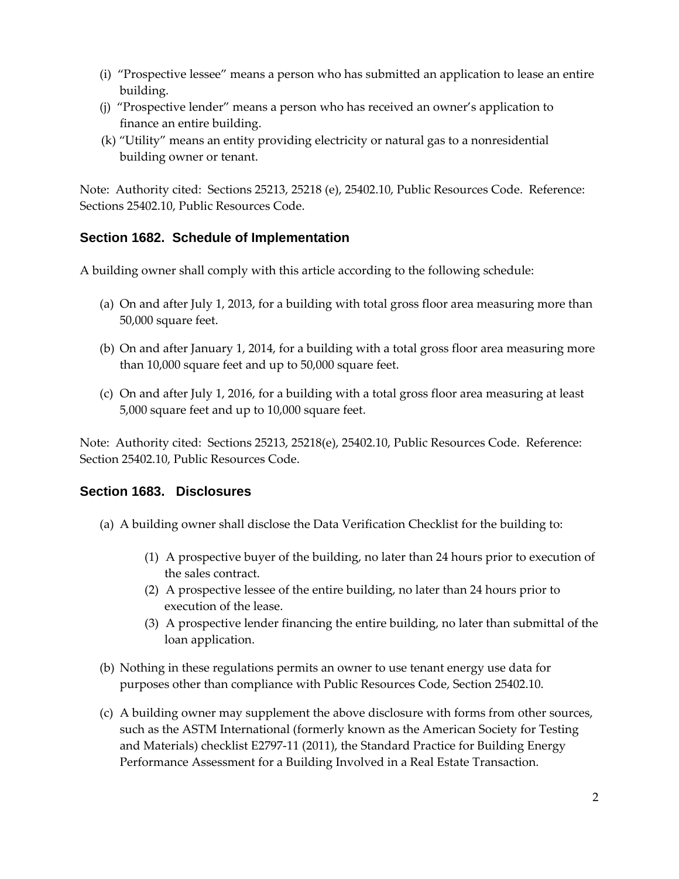(i) "Prospective lessee" means a person who has submitted an application to lease an entire building.

(j) "Prospective lender" means a person who has received an owner's application to finance an entire building.

(k) "Utility" means an entity providing electricity or natural gas to a nonresidential building owner or tenant.

Note: Authority cited: Sections 25213, 25218 (e), 25402.10, Public Resources Code. Reference: Sections 25402.10, Public Resources Code.

### Section 1682. Schedule of Implementation

A building owner shall comply with this article according to the following schedule:

(a) On and after July 1, 2013, for a building with total gross floor area measuring more than 50,000 square feet.

(b) On and after January 1, 2014, for a building with a total gross floor area measuring more than 10,000 square feet and up to 50,000 square feet.

(c) On and after July 1, 2016, for a building with a total gross floor area measuring at least 5,000 square feet and up to 10,000 square feet.

Note: Authority cited: Sections 25213, 25218(e), 25402.10, Public Resources Code. Reference: Section 25402.10, Public Resources Code.

### Section 1683. Disclosures

(a) A building owner shall disclose the Data Verification Checklist for the building to:

   (1) A prospective buyer of the building, no later than 24 hours prior to execution of the sales contract.

   (2) A prospective lessee of the entire building, no later than 24 hours prior to execution of the lease.

   (3) A prospective lender financing the entire building, no later than submittal of the loan application.

(b) Nothing in these regulations permits an owner to use tenant energy use data for purposes other than compliance with Public Resources Code, Section 25402.10.

(c) A building owner may supplement the above disclosure with forms from other sources, such as the ASTM International (formerly known as the American Society for Testing and Materials) checklist E2797-11 (2011), the Standard Practice for Building Energy Performance Assessment for a Building Involved in a Real Estate Transaction.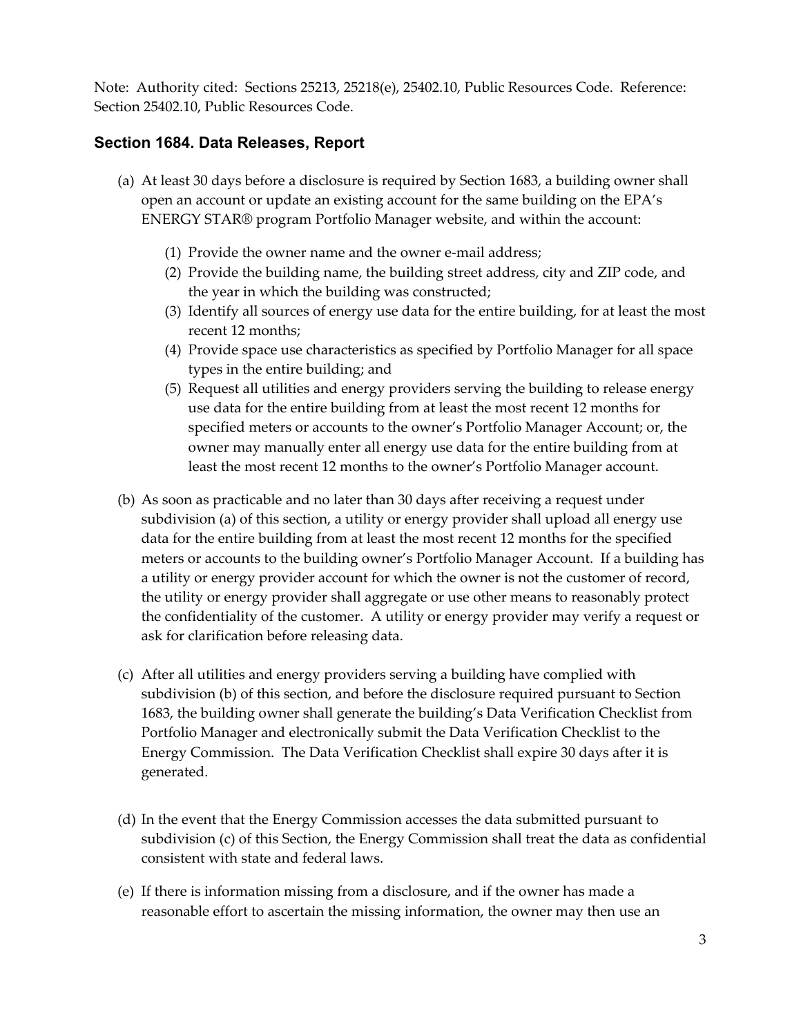Note: Authority cited: Sections 25213, 25218(e), 25402.10, Public Resources Code. Reference: Section 25402.10, Public Resources Code.

## Section 1684. Data Releases, Report

(a) At least 30 days before a disclosure is required by Section 1683, a building owner shall open an account or update an existing account for the same building on the EPA's ENERGY STAR® program Portfolio Manager website, and within the account:

(1) Provide the owner name and the owner e-mail address;
(2) Provide the building name, the building street address, city and ZIP code, and the year in which the building was constructed;
(3) Identify all sources of energy use data for the entire building, for at least the most recent 12 months;
(4) Provide space use characteristics as specified by Portfolio Manager for all space types in the entire building; and
(5) Request all utilities and energy providers serving the building to release energy use data for the entire building from at least the most recent 12 months for specified meters or accounts to the owner's Portfolio Manager Account; or, the owner may manually enter all energy use data for the entire building from at least the most recent 12 months to the owner's Portfolio Manager account.

(b) As soon as practicable and no later than 30 days after receiving a request under subdivision (a) of this section, a utility or energy provider shall upload all energy use data for the entire building from at least the most recent 12 months for the specified meters or accounts to the building owner's Portfolio Manager Account. If a building has a utility or energy provider account for which the owner is not the customer of record, the utility or energy provider shall aggregate or use other means to reasonably protect the confidentiality of the customer. A utility or energy provider may verify a request or ask for clarification before releasing data.

(c) After all utilities and energy providers serving a building have complied with subdivision (b) of this section, and before the disclosure required pursuant to Section 1683, the building owner shall generate the building's Data Verification Checklist from Portfolio Manager and electronically submit the Data Verification Checklist to the Energy Commission. The Data Verification Checklist shall expire 30 days after it is generated.

(d) In the event that the Energy Commission accesses the data submitted pursuant to subdivision (c) of this Section, the Energy Commission shall treat the data as confidential consistent with state and federal laws.

(e) If there is information missing from a disclosure, and if the owner has made a reasonable effort to ascertain the missing information, the owner may then use an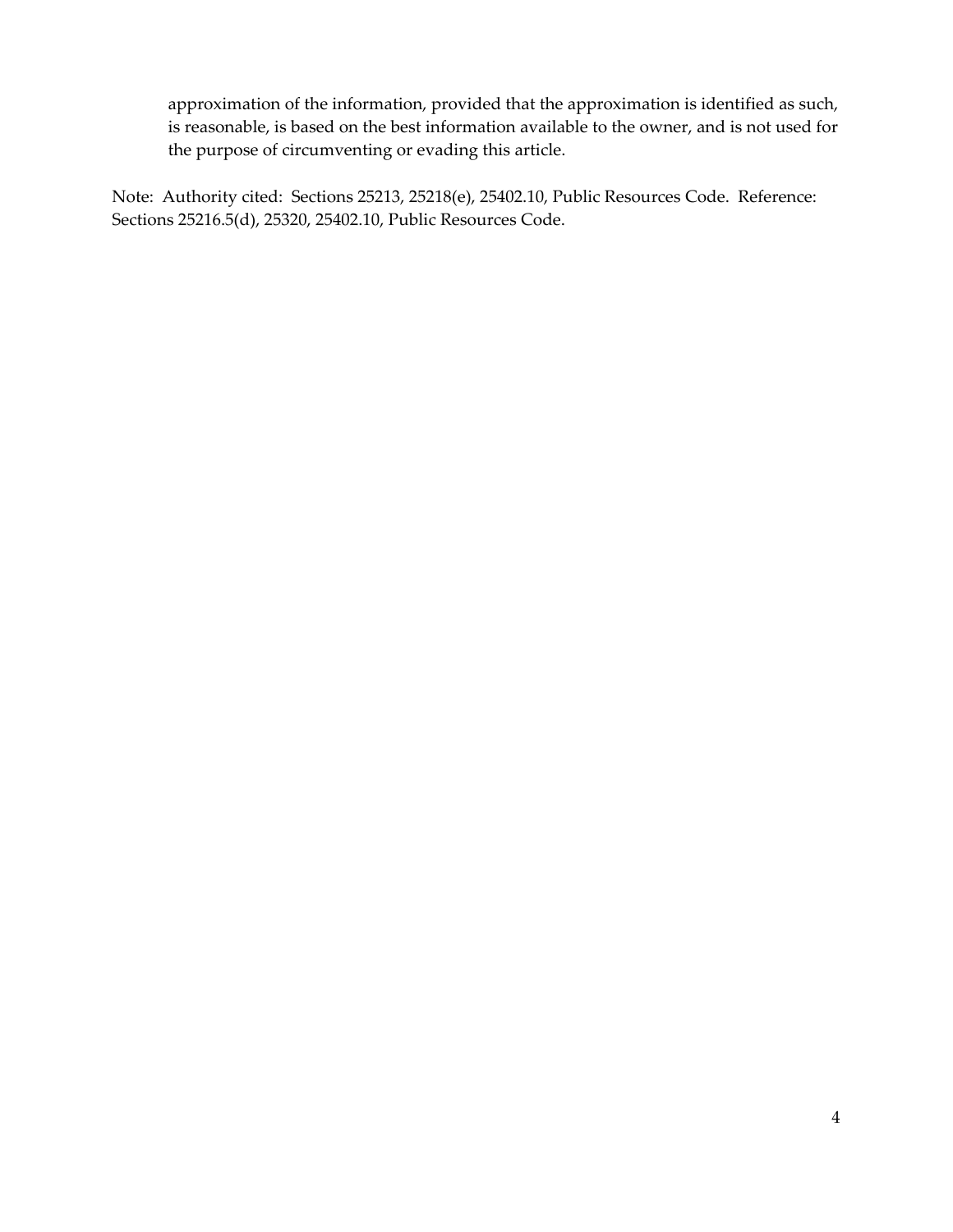approximation of the information, provided that the approximation is identified as such, is reasonable, is based on the best information available to the owner, and is not used for the purpose of circumventing or evading this article.

Note: Authority cited: Sections 25213, 25218(e), 25402.10, Public Resources Code. Reference: Sections 25216.5(d), 25320, 25402.10, Public Resources Code.